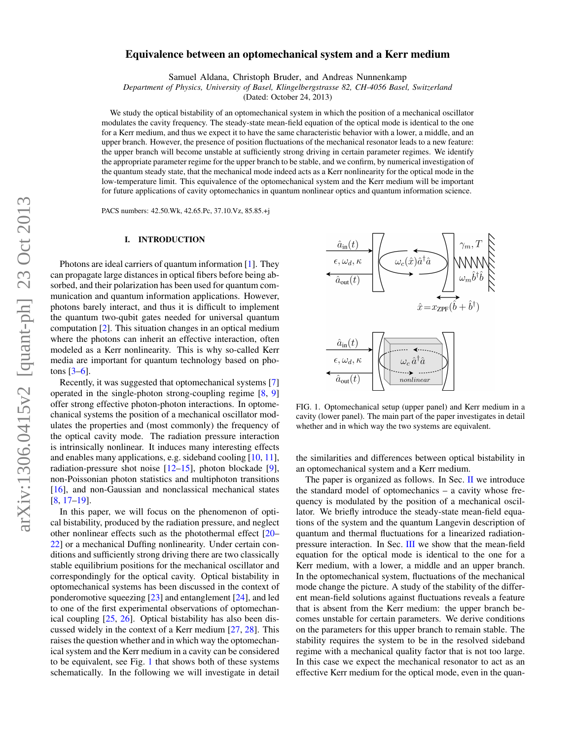# Equivalence between an optomechanical system and a Kerr medium

Samuel Aldana, Christoph Bruder, and Andreas Nunnenkamp

*Department of Physics, University of Basel, Klingelbergstrasse 82, CH-4056 Basel, Switzerland*

(Dated: October 24, 2013)

We study the optical bistability of an optomechanical system in which the position of a mechanical oscillator modulates the cavity frequency. The steady-state mean-field equation of the optical mode is identical to the one for a Kerr medium, and thus we expect it to have the same characteristic behavior with a lower, a middle, and an upper branch. However, the presence of position fluctuations of the mechanical resonator leads to a new feature: the upper branch will become unstable at sufficiently strong driving in certain parameter regimes. We identify the appropriate parameter regime for the upper branch to be stable, and we confirm, by numerical investigation of the quantum steady state, that the mechanical mode indeed acts as a Kerr nonlinearity for the optical mode in the low-temperature limit. This equivalence of the optomechanical system and the Kerr medium will be important for future applications of cavity optomechanics in quantum nonlinear optics and quantum information science.

PACS numbers: 42.50.Wk, 42.65.Pc, 37.10.Vz, 85.85.+j

## I. INTRODUCTION

Photons are ideal carriers of quantum information [1]. They can propagate large distances in optical fibers before being absorbed, and their polarization has been used for quantum communication and quantum information applications. However, photons barely interact, and thus it is difficult to implement the quantum two-qubit gates needed for universal quantum computation [2]. This situation changes in an optical medium where the photons can inherit an effective interaction, often modeled as a Kerr nonlinearity. This is why so-called Kerr media are important for quantum technology based on photons [3–6].

Recently, it was suggested that optomechanical systems [7] operated in the single-photon strong-coupling regime [8, 9] offer strong effective photon-photon interactions. In optomechanical systems the position of a mechanical oscillator modulates the properties and (most commonly) the frequency of the optical cavity mode. The radiation pressure interaction is intrinsically nonlinear. It induces many interesting effects and enables many applications, e.g. sideband cooling [10, 11], radiation-pressure shot noise [12–15], photon blockade [9], non-Poissonian photon statistics and multiphoton transitions [16], and non-Gaussian and nonclassical mechanical states [8, 17–19].

In this paper, we will focus on the phenomenon of optical bistability, produced by the radiation pressure, and neglect other nonlinear effects such as the photothermal effect [20–22] or a mechanical Duffing nonlinearity. Under certain conditions and sufficiently strong driving there are two classically stable equilibrium positions for the mechanical oscillator and correspondingly for the optical cavity. Optical bistability in optomechanical systems has been discussed in the context of ponderomotive squeezing [23] and entanglement [24], and led to one of the first experimental observations of optomechanical coupling [25, 26]. Optical bistability has also been discussed widely in the context of a Kerr medium [27, 28]. This raises the question whether and in which way the optomechanical system and the Kerr medium in a cavity can be considered to be equivalent, see Fig. 1 that shows both of these systems schematically. In the following we will investigate in detail the similarities and differences between optical bistability in an optomechanical system and a Kerr medium.

FIG. 1. Optomechanical setup (upper panel) and Kerr medium in a cavity (lower panel). The main part of the paper investigates in detail whether and in which way the two systems are equivalent.

The paper is organized as follows. In Sec. II we introduce the standard model of optomechanics – a cavity whose frequency is modulated by the position of a mechanical oscillator. We briefly introduce the steady-state mean-field equations of the system and the quantum Langevin description of quantum and thermal fluctuations for a linearized radiation-pressure interaction. In Sec. III we show that the mean-field equation for the optical mode is identical to the one for a Kerr medium, with a lower, a middle and an upper branch. In the optomechanical system, fluctuations of the mechanical mode change the picture. A study of the stability of the different mean-field solutions against fluctuations reveals a feature that is absent from the Kerr medium: the upper branch becomes unstable for certain parameters. We derive conditions on the parameters for this upper branch to remain stable. The stability requires the system to be in the resolved sideband regime with a mechanical quality factor that is not too large. In this case we expect the mechanical resonator to act as an effective Kerr medium for the optical mode, even in the quan-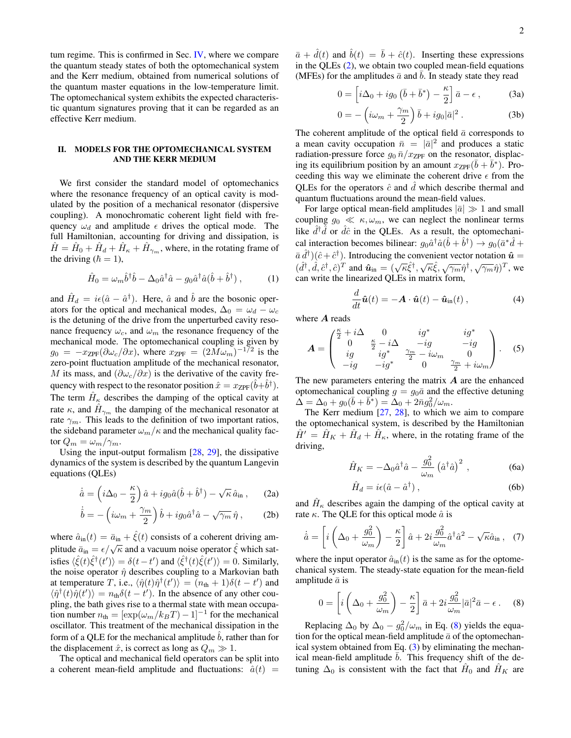tum regime. This is confirmed in Sec. IV, where we compare the quantum steady states of both the optomechanical system and the Kerr medium, obtained from numerical solutions of the quantum master equations in the low-temperature limit. The optomechanical system exhibits the expected characteristic quantum signatures proving that it can be regarded as an effective Kerr medium.

## II. MODELS FOR THE OPTOMECHANICAL SYSTEM AND THE KERR MEDIUM

We first consider the standard model of optomechanics where the resonance frequency of an optical cavity is modulated by the position of a mechanical resonator (dispersive coupling). A monochromatic coherent light field with frequency $\omega_d$ and amplitude $\epsilon$ drives the optical mode. The full Hamiltonian, accounting for driving and dissipation, is $\hat{H} = \hat{H}_0 + \hat{H}_d + \hat{H}_\kappa + \hat{H}_{\gamma_m}$, where, in the rotating frame of the driving ($\hbar = 1$),

$$\hat{H}_0 = \omega_m \hat{b}^\dagger \hat{b} - \Delta_0 \hat{a}^\dagger \hat{a} - g_0 \hat{a}^\dagger \hat{a}(\hat{b} + \hat{b}^\dagger)\,, \tag{1}$$

and $\hat{H}_d = i\epsilon(\hat{a} - \hat{a}^\dagger)$. Here, $\hat{a}$ and $\hat{b}$ are the bosonic operators for the optical and mechanical modes, $\Delta_0 = \omega_d - \omega_c$ is the detuning of the drive from the unperturbed cavity resonance frequency $\omega_c$, and $\omega_m$ the resonance frequency of the mechanical mode. The optomechanical coupling is given by $g_0 = -x_{\rm ZPF}(\partial\omega_c/\partial x)$, where $x_{\rm ZPF} = (2M\omega_m)^{-1/2}$ is the zero-point fluctuation amplitude of the mechanical resonator, $M$ its mass, and $(\partial\omega_c/\partial x)$ is the derivative of the cavity frequency with respect to the resonator position $\hat{x} = x_{\rm ZPF}(\hat{b}+\hat{b}^\dagger)$. The term $\hat{H}_\kappa$ describes the damping of the optical cavity at rate $\kappa$, and $\hat{H}_{\gamma_m}$ the damping of the mechanical resonator at rate $\gamma_m$. This leads to the definition of two important ratios, the sideband parameter $\omega_m/\kappa$ and the mechanical quality factor $Q_m = \omega_m/\gamma_m$.

Using the input-output formalism [28, 29], the dissipative dynamics of the system is described by the quantum Langevin equations (QLEs)

$$\dot{\hat{a}} = \left(i\Delta_0 - \frac{\kappa}{2}\right)\hat{a} + ig_0\hat{a}(\hat{b} + \hat{b}^\dagger) - \sqrt{\kappa}\,\hat{a}_{\rm in}\,, \tag{2a}$$

$$\dot{\hat{b}} = -\left(i\omega_m + \frac{\gamma_m}{2}\right)\hat{b} + ig_0\hat{a}^\dagger\hat{a} - \sqrt{\gamma_m}\,\hat{\eta}\,, \tag{2b}$$

where $\hat{a}_{\rm in}(t) = \bar{a}_{\rm in} + \hat{\xi}(t)$ consists of a coherent driving amplitude $\bar{a}_{\rm in} = \epsilon/\sqrt{\kappa}$ and a vacuum noise operator $\hat{\xi}$ which satisfies $\langle\hat{\xi}(t)\hat{\xi}^\dagger(t')\rangle = \delta(t-t')$ and $\langle\hat{\xi}^\dagger(t)\hat{\xi}(t')\rangle = 0$. Similarly, the noise operator $\hat{\eta}$ describes coupling to a Markovian bath at temperature $T$, i.e., $\langle\hat{\eta}(t)\hat{\eta}^\dagger(t')\rangle = (n_{\rm th}+1)\delta(t-t')$ and $\langle\hat{\eta}^\dagger(t)\hat{\eta}(t')\rangle = n_{\rm th}\delta(t-t')$. In the absence of any other coupling, the bath gives rise to a thermal state with mean occupation number $n_{\rm th} = [\exp(\omega_m/k_B T) - 1]^{-1}$ for the mechanical oscillator. This treatment of the mechanical dissipation in the form of a QLE for the mechanical amplitude $\hat{b}$, rather than for the displacement $\hat{x}$, is correct as long as $Q_m \gg 1$.

The optical and mechanical field operators can be split into a coherent mean-field amplitude and fluctuations: $\hat{a}(t) = \bar{a} + \hat{d}(t)$ and $\hat{b}(t) = \bar{b} + \hat{c}(t)$. Inserting these expressions in the QLEs (2), we obtain two coupled mean-field equations (MFEs) for the amplitudes $\bar{a}$ and $\bar{b}$. In steady state they read

$$0 = \left[i\Delta_0 + ig_0\left(\bar{b} + \bar{b}^*\right) - \frac{\kappa}{2}\right]\bar{a} - \epsilon\,, \tag{3a}$$

$$0 = -\left(i\omega_m + \frac{\gamma_m}{2}\right)\bar{b} + ig_0|\bar{a}|^2\,. \tag{3b}$$

The coherent amplitude of the optical field $\bar{a}$ corresponds to a mean cavity occupation $\bar{n} = |\bar{a}|^2$ and produces a static radiation-pressure force $g_0\,\bar{n}/x_{\rm ZPF}$ on the resonator, displacing its equilibrium position by an amount $x_{\rm ZPF}(\bar{b} + \bar{b}^*)$. Proceeding this way we eliminate the coherent drive $\epsilon$ from the QLEs for the operators $\hat{c}$ and $\hat{d}$ which describe thermal and quantum fluctuations around the mean-field values.

For large optical mean-field amplitudes $|\bar{a}| \gg 1$ and small coupling $g_0 \ll \kappa, \omega_m$, we can neglect the nonlinear terms like $\hat{d}^\dagger\hat{d}$ or $\hat{d}\hat{c}$ in the QLEs. As a result, the optomechanical interaction becomes bilinear: $g_0\hat{a}^\dagger\hat{a}(\hat{b} + \hat{b}^\dagger) \to g_0(\bar{a}^*\hat{d} + \bar{a}\,\hat{d}^\dagger)(\hat{c} + \hat{c}^\dagger)$. Introducing the convenient vector notation $\hat{\boldsymbol{u}} = (\hat{d}^\dagger, \hat{d}, \hat{c}^\dagger, \hat{c})^T$ and $\hat{\boldsymbol{u}}_{\rm in} = (\sqrt{\kappa}\hat{\xi}^\dagger, \sqrt{\kappa}\hat{\xi}, \sqrt{\gamma_m}\hat{\eta}^\dagger, \sqrt{\gamma_m}\hat{\eta})^T$, we can write the linearized QLEs in matrix form,

$$\frac{d}{dt}\hat{\boldsymbol{u}}(t) = -\boldsymbol{A}\cdot\hat{\boldsymbol{u}}(t) - \hat{\boldsymbol{u}}_{\rm in}(t)\,, \tag{4}$$

where $\boldsymbol{A}$ reads

$$\boldsymbol{A} = \begin{pmatrix} \frac{\kappa}{2} + i\Delta & 0 & ig^* & ig^* \\ 0 & \frac{\kappa}{2} - i\Delta & -ig & -ig \\ ig & ig^* & \frac{\gamma_m}{2} - i\omega_m & 0 \\ -ig & -ig^* & 0 & \frac{\gamma_m}{2} + i\omega_m \end{pmatrix}. \tag{5}$$

The new parameters entering the matrix $\boldsymbol{A}$ are the enhanced optomechanical coupling $g = g_0\bar{a}$ and the effective detuning $\Delta = \Delta_0 + g_0(\bar{b} + \bar{b}^*) = \Delta_0 + 2\bar{n}g_0^2/\omega_m$.

The Kerr medium [27, 28], to which we aim to compare the optomechanical system, is described by the Hamiltonian $\hat{H}' = \hat{H}_K + \hat{H}_d + \hat{H}_\kappa$, where, in the rotating frame of the driving,

$$\hat{H}_K = -\Delta_0\hat{a}^\dagger\hat{a} - \frac{g_0^2}{\omega_m}\left(\hat{a}^\dagger\hat{a}\right)^2\,, \tag{6a}$$

$$\hat{H}_d = i\epsilon(\hat{a} - \hat{a}^\dagger)\,, \tag{6b}$$

and $\hat{H}_\kappa$ describes again the damping of the optical cavity at rate $\kappa$. The QLE for this optical mode $\hat{a}$ is

$$\dot{\hat{a}} = \left[i\left(\Delta_0 + \frac{g_0^2}{\omega_m}\right) - \frac{\kappa}{2}\right]\hat{a} + 2i\frac{g_0^2}{\omega_m}\hat{a}^\dagger\hat{a}^2 - \sqrt{\kappa}\hat{a}_{\rm in}\,, \tag{7}$$

where the input operator $\hat{a}_{\rm in}(t)$ is the same as for the optomechanical system. The steady-state equation for the mean-field amplitude $\bar{a}$ is

$$0 = \left[i\left(\Delta_0 + \frac{g_0^2}{\omega_m}\right) - \frac{\kappa}{2}\right]\bar{a} + 2i\frac{g_0^2}{\omega_m}|\bar{a}|^2\bar{a} - \epsilon\,. \tag{8}$$

Replacing $\Delta_0$ by $\Delta_0 - g_0^2/\omega_m$ in Eq. (8) yields the equation for the optical mean-field amplitude $\bar{a}$ of the optomechanical system obtained from Eq. (3) by eliminating the mechanical mean-field amplitude $\bar{b}$. This frequency shift of the detuning $\Delta_0$ is consistent with the fact that $\hat{H}_0$ and $\hat{H}_K$ are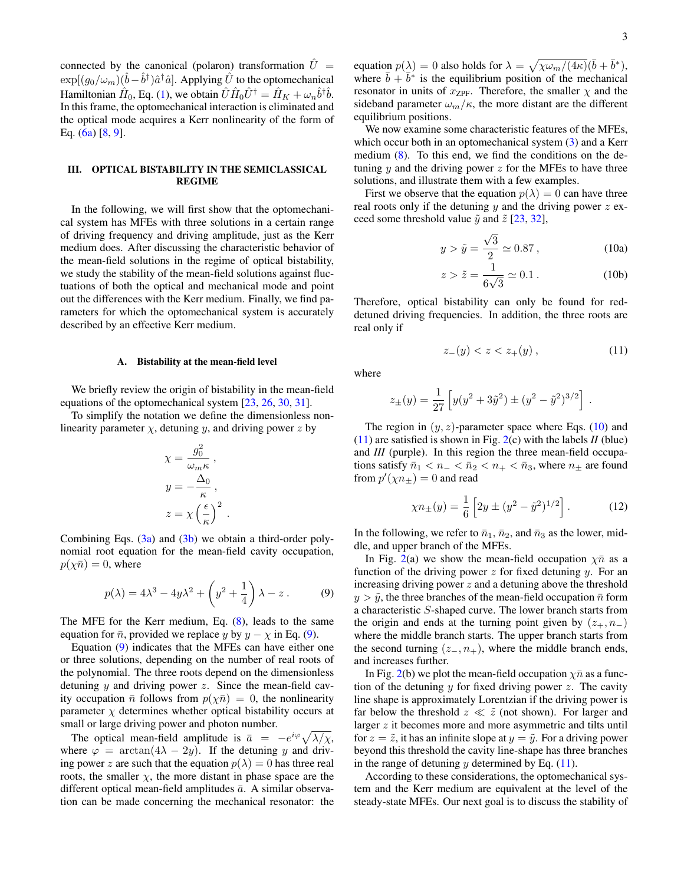connected by the canonical (polaron) transformation $\hat{U} = \exp[(g_0/\omega_m)(\hat{b} - \hat{b}^\dagger)\hat{a}^\dagger\hat{a}]$. Applying $\hat{U}$ to the optomechanical Hamiltonian $\hat{H}_0$, Eq. (1), we obtain $\hat{U}\hat{H}_0\hat{U}^\dagger = \hat{H}_K + \omega_n \hat{b}^\dagger\hat{b}$. In this frame, the optomechanical interaction is eliminated and the optical mode acquires a Kerr nonlinearity of the form of Eq. (6a) [8, 9].

## III. OPTICAL BISTABILITY IN THE SEMICLASSICAL REGIME

In the following, we will first show that the optomechanical system has MFEs with three solutions in a certain range of driving frequency and driving amplitude, just as the Kerr medium does. After discussing the characteristic behavior of the mean-field solutions in the regime of optical bistability, we study the stability of the mean-field solutions against fluctuations of both the optical and mechanical mode and point out the differences with the Kerr medium. Finally, we find parameters for which the optomechanical system is accurately described by an effective Kerr medium.

### A. Bistability at the mean-field level

We briefly review the origin of bistability in the mean-field equations of the optomechanical system [23, 26, 30, 31].

To simplify the notation we define the dimensionless nonlinearity parameter $\chi$, detuning $y$, and driving power $z$ by

$$\chi = \frac{g_0^2}{\omega_m \kappa}\,,$$
$$y = -\frac{\Delta_0}{\kappa}\,,$$
$$z = \chi\left(\frac{\epsilon}{\kappa}\right)^2 .$$

Combining Eqs. (3a) and (3b) we obtain a third-order polynomial root equation for the mean-field cavity occupation, $p(\chi\bar{n}) = 0$, where

$$p(\lambda) = 4\lambda^3 - 4y\lambda^2 + \left(y^2 + \frac{1}{4}\right)\lambda - z\,. \tag{9}$$

The MFE for the Kerr medium, Eq. (8), leads to the same equation for $\bar{n}$, provided we replace $y$ by $y - \chi$ in Eq. (9).

Equation (9) indicates that the MFEs can have either one or three solutions, depending on the number of real roots of the polynomial. The three roots depend on the dimensionless detuning $y$ and driving power $z$. Since the mean-field cavity occupation $\bar{n}$ follows from $p(\chi\bar{n}) = 0$, the nonlinearity parameter $\chi$ determines whether optical bistability occurs at small or large driving power and photon number.

The optical mean-field amplitude is $\bar{a} = -e^{i\varphi}\sqrt{\lambda/\chi}$, where $\varphi = \arctan(4\lambda - 2y)$. If the detuning $y$ and driving power $z$ are such that the equation $p(\lambda) = 0$ has three real roots, the smaller $\chi$, the more distant in phase space are the different optical mean-field amplitudes $\bar{a}$. A similar observation can be made concerning the mechanical resonator: the equation $p(\lambda) = 0$ also holds for $\lambda = \sqrt{\chi\omega_m/(4\kappa)}(\bar{b} + \bar{b}^*)$, where $\bar{b} + \bar{b}^*$ is the equilibrium position of the mechanical resonator in units of $x_{\mathrm{ZPF}}$. Therefore, the smaller $\chi$ and the sideband parameter $\omega_m/\kappa$, the more distant are the different equilibrium positions.

We now examine some characteristic features of the MFEs, which occur both in an optomechanical system (3) and a Kerr medium (8). To this end, we find the conditions on the detuning $y$ and the driving power $z$ for the MFEs to have three solutions, and illustrate them with a few examples.

First we observe that the equation $p(\lambda) = 0$ can have three real roots only if the detuning $y$ and the driving power $z$ exceed some threshold value $\tilde{y}$ and $\tilde{z}$ [23, 32],

$$y > \tilde{y} = \frac{\sqrt{3}}{2} \simeq 0.87\,, \tag{10a}$$
$$z > \tilde{z} = \frac{1}{6\sqrt{3}} \simeq 0.1\,. \tag{10b}$$

Therefore, optical bistability can only be found for red-detuned driving frequencies. In addition, the three roots are real only if

$$z_-(y) < z < z_+(y)\,, \tag{11}$$

where

$$z_\pm(y) = \frac{1}{27}\left[y(y^2 + 3\tilde{y}^2) \pm (y^2 - \tilde{y}^2)^{3/2}\right] .$$

The region in $(y, z)$-parameter space where Eqs. (10) and (11) are satisfied is shown in Fig. 2(c) with the labels *II* (blue) and *III* (purple). In this region the three mean-field occupations satisfy $\bar{n}_1 < n_- < \bar{n}_2 < n_+ < \bar{n}_3$, where $n_\pm$ are found from $p'(\chi n_\pm) = 0$ and read

$$\chi n_\pm(y) = \frac{1}{6}\left[2y \pm (y^2 - \tilde{y}^2)^{1/2}\right] . \tag{12}$$

In the following, we refer to $\bar{n}_1$, $\bar{n}_2$, and $\bar{n}_3$ as the lower, middle, and upper branch of the MFEs.

In Fig. 2(a) we show the mean-field occupation $\chi\bar{n}$ as a function of the driving power $z$ for fixed detuning $y$. For an increasing driving power $z$ and a detuning above the threshold $y > \tilde{y}$, the three branches of the mean-field occupation $\bar{n}$ form a characteristic $S$-shaped curve. The lower branch starts from the origin and ends at the turning point given by $(z_+, n_-)$ where the middle branch starts. The upper branch starts from the second turning $(z_-, n_+)$, where the middle branch ends, and increases further.

In Fig. 2(b) we plot the mean-field occupation $\chi\bar{n}$ as a function of the detuning $y$ for fixed driving power $z$. The cavity line shape is approximately Lorentzian if the driving power is far below the threshold $z \ll \tilde{z}$ (not shown). For larger and larger $z$ it becomes more and more asymmetric and tilts until for $z = \tilde{z}$, it has an infinite slope at $y = \tilde{y}$. For a driving power beyond this threshold the cavity line-shape has three branches in the range of detuning $y$ determined by Eq. (11).

According to these considerations, the optomechanical system and the Kerr medium are equivalent at the level of the steady-state MFEs. Our next goal is to discuss the stability of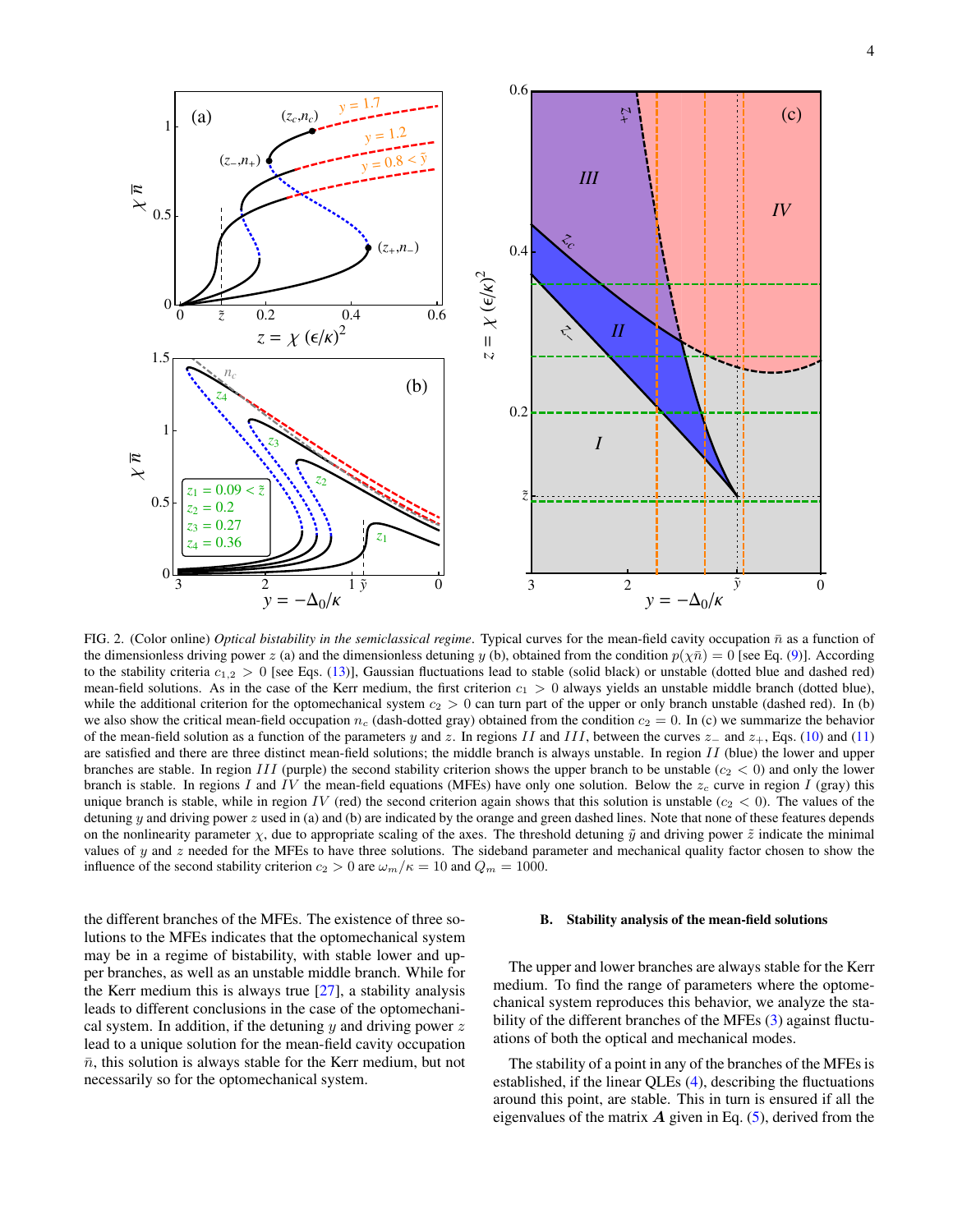FIG. 2. (Color online) *Optical bistability in the semiclassical regime*. Typical curves for the mean-field cavity occupation $\bar{n}$ as a function of the dimensionless driving power $z$ (a) and the dimensionless detuning $y$ (b), obtained from the condition $p(\chi\bar{n}) = 0$ [see Eq. (9)]. According to the stability criteria $c_{1,2} > 0$ [see Eqs. (13)], Gaussian fluctuations lead to stable (solid black) or unstable (dotted blue and dashed red) mean-field solutions. As in the case of the Kerr medium, the first criterion $c_1 > 0$ always yields an unstable middle branch (dotted blue), while the additional criterion for the optomechanical system $c_2 > 0$ can turn part of the upper or only branch unstable (dashed red). In (b) we also show the critical mean-field occupation $n_c$ (dash-dotted gray) obtained from the condition $c_2 = 0$. In (c) we summarize the behavior of the mean-field solution as a function of the parameters $y$ and $z$. In regions $II$ and $III$, between the curves $z_-$ and $z_+$, Eqs. (10) and (11) are satisfied and there are three distinct mean-field solutions; the middle branch is always unstable. In region $II$ (blue) the lower and upper branches are stable. In region $III$ (purple) the second stability criterion shows the upper branch to be unstable ($c_2 < 0$) and only the lower branch is stable. In regions $I$ and $IV$ the mean-field equations (MFEs) have only one solution. Below the $z_c$ curve in region $I$ (gray) this unique branch is stable, while in region $IV$ (red) the second criterion again shows that this solution is unstable ($c_2 < 0$). The values of the detuning $y$ and driving power $z$ used in (a) and (b) are indicated by the orange and green dashed lines. Note that none of these features depends on the nonlinearity parameter $\chi$, due to appropriate scaling of the axes. The threshold detuning $\tilde{y}$ and driving power $\tilde{z}$ indicate the minimal values of $y$ and $z$ needed for the MFEs to have three solutions. The sideband parameter and mechanical quality factor chosen to show the influence of the second stability criterion $c_2 > 0$ are $\omega_m/\kappa = 10$ and $Q_m = 1000$.

the different branches of the MFEs. The existence of three solutions to the MFEs indicates that the optomechanical system may be in a regime of bistability, with stable lower and upper branches, as well as an unstable middle branch. While for the Kerr medium this is always true [27], a stability analysis leads to different conclusions in the case of the optomechanical system. In addition, if the detuning $y$ and driving power $z$ lead to a unique solution for the mean-field cavity occupation $\bar{n}$, this solution is always stable for the Kerr medium, but not necessarily so for the optomechanical system.

### B. Stability analysis of the mean-field solutions

The upper and lower branches are always stable for the Kerr medium. To find the range of parameters where the optomechanical system reproduces this behavior, we analyze the stability of the different branches of the MFEs (3) against fluctuations of both the optical and mechanical modes.

The stability of a point in any of the branches of the MFEs is established, if the linear QLEs (4), describing the fluctuations around this point, are stable. This in turn is ensured if all the eigenvalues of the matrix $\boldsymbol{A}$ given in Eq. (5), derived from the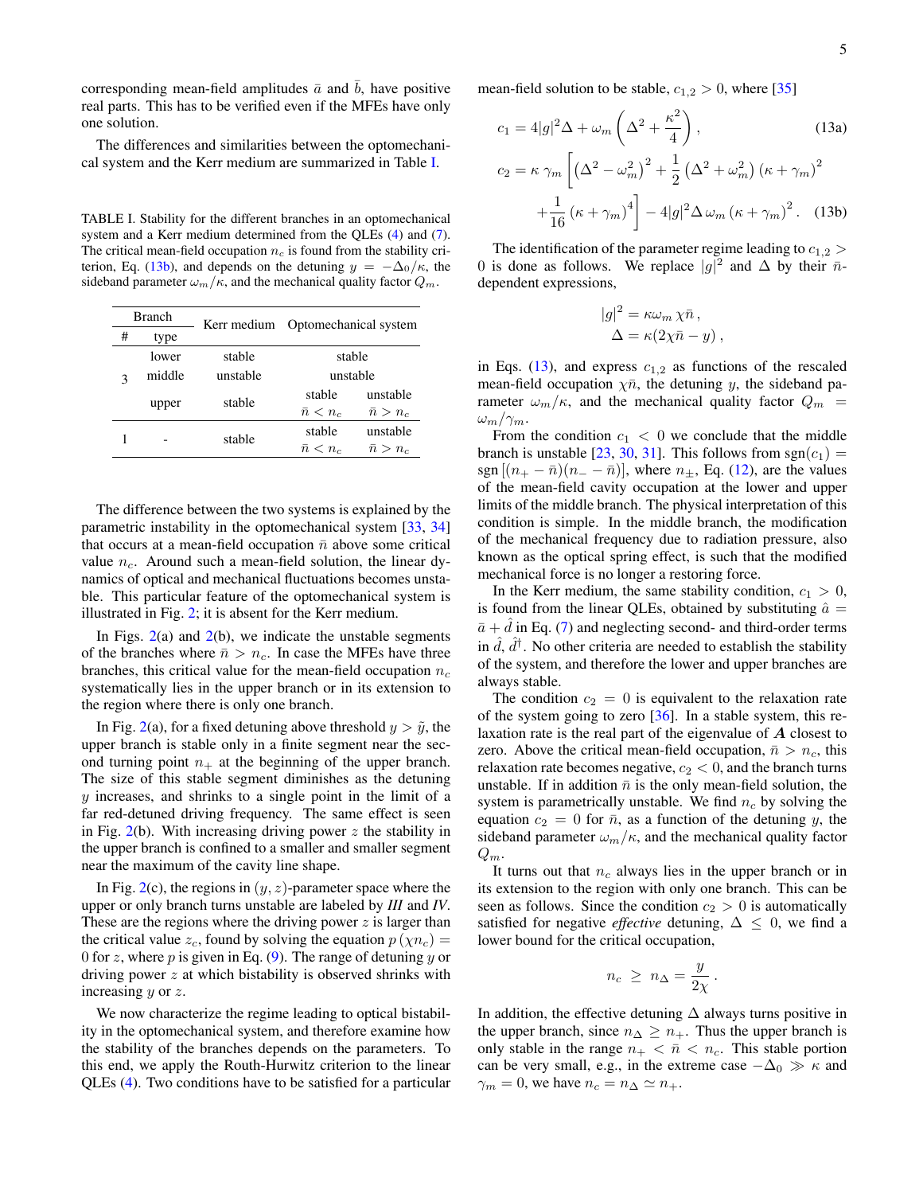corresponding mean-field amplitudes $\bar{a}$ and $\bar{b}$, have positive real parts. This has to be verified even if the MFEs have only one solution.

The differences and similarities between the optomechanical system and the Kerr medium are summarized in Table I.

TABLE I. Stability for the different branches in an optomechanical system and a Kerr medium determined from the QLEs (4) and (7). The critical mean-field occupation $n_c$ is found from the stability criterion, Eq. (13b), and depends on the detuning $y = -\Delta_0/\kappa$, the sideband parameter $\omega_m/\kappa$, and the mechanical quality factor $Q_m$.

| Branch # | Branch type | Kerr medium | Optomechanical system | |
|---|---|---|---|---|
| 3 | lower | stable | stable | |
| | middle | unstable | unstable | |
| | upper | stable | stable $\bar{n} < n_c$ | unstable $\bar{n} > n_c$ |
| 1 | - | stable | stable $\bar{n} < n_c$ | unstable $\bar{n} > n_c$ |

The difference between the two systems is explained by the parametric instability in the optomechanical system [33, 34] that occurs at a mean-field occupation $\bar{n}$ above some critical value $n_c$. Around such a mean-field solution, the linear dynamics of optical and mechanical fluctuations becomes unstable. This particular feature of the optomechanical system is illustrated in Fig. 2; it is absent for the Kerr medium.

In Figs. 2(a) and 2(b), we indicate the unstable segments of the branches where $\bar{n} > n_c$. In case the MFEs have three branches, this critical value for the mean-field occupation $n_c$ systematically lies in the upper branch or in its extension to the region where there is only one branch.

In Fig. 2(a), for a fixed detuning above threshold $y > \tilde{y}$, the upper branch is stable only in a finite segment near the second turning point $n_+$ at the beginning of the upper branch. The size of this stable segment diminishes as the detuning $y$ increases, and shrinks to a single point in the limit of a far red-detuned driving frequency. The same effect is seen in Fig. 2(b). With increasing driving power $z$ the stability in the upper branch is confined to a smaller and smaller segment near the maximum of the cavity line shape.

In Fig. 2(c), the regions in $(y, z)$-parameter space where the upper or only branch turns unstable are labeled by *III* and *IV*. These are the regions where the driving power $z$ is larger than the critical value $z_c$, found by solving the equation $p\,(\chi n_c) = 0$ for $z$, where $p$ is given in Eq. (9). The range of detuning $y$ or driving power $z$ at which bistability is observed shrinks with increasing $y$ or $z$.

We now characterize the regime leading to optical bistability in the optomechanical system, and therefore examine how the stability of the branches depends on the parameters. To this end, we apply the Routh-Hurwitz criterion to the linear QLEs (4). Two conditions have to be satisfied for a particular mean-field solution to be stable, $c_{1,2} > 0$, where [35]

$$c_1 = 4|g|^2\Delta + \omega_m\left(\Delta^2 + \frac{\kappa^2}{4}\right), \tag{13a}$$

$$c_2 = \kappa\,\gamma_m\left[\left(\Delta^2 - \omega_m^2\right)^2 + \frac{1}{2}\left(\Delta^2 + \omega_m^2\right)(\kappa + \gamma_m)^2 + \frac{1}{16}(\kappa + \gamma_m)^4\right] - 4|g|^2\Delta\,\omega_m\,(\kappa + \gamma_m)^2. \tag{13b}$$

The identification of the parameter regime leading to $c_{1,2} > 0$ is done as follows. We replace $|g|^2$ and $\Delta$ by their $\bar{n}$-dependent expressions,

$$|g|^2 = \kappa\omega_m\,\chi\bar{n}\,,$$
$$\Delta = \kappa(2\chi\bar{n} - y)\,,$$

in Eqs. (13), and express $c_{1,2}$ as functions of the rescaled mean-field occupation $\chi\bar{n}$, the detuning $y$, the sideband parameter $\omega_m/\kappa$, and the mechanical quality factor $Q_m = \omega_m/\gamma_m$.

From the condition $c_1 < 0$ we conclude that the middle branch is unstable [23, 30, 31]. This follows from $\mathrm{sgn}(c_1) = \mathrm{sgn}\left[(n_+ - \bar{n})(n_- - \bar{n})\right]$, where $n_\pm$, Eq. (12), are the values of the mean-field cavity occupation at the lower and upper limits of the middle branch. The physical interpretation of this condition is simple. In the middle branch, the modification of the mechanical frequency due to radiation pressure, also known as the optical spring effect, is such that the modified mechanical force is no longer a restoring force.

In the Kerr medium, the same stability condition, $c_1 > 0$, is found from the linear QLEs, obtained by substituting $\hat{a} = \bar{a} + \hat{d}$ in Eq. (7) and neglecting second- and third-order terms in $\hat{d}$, $\hat{d}^\dagger$. No other criteria are needed to establish the stability of the system, and therefore the lower and upper branches are always stable.

The condition $c_2 = 0$ is equivalent to the relaxation rate of the system going to zero [36]. In a stable system, this relaxation rate is the real part of the eigenvalue of $\boldsymbol{A}$ closest to zero. Above the critical mean-field occupation, $\bar{n} > n_c$, this relaxation rate becomes negative, $c_2 < 0$, and the branch turns unstable. If in addition $\bar{n}$ is the only mean-field solution, the system is parametrically unstable. We find $n_c$ by solving the equation $c_2 = 0$ for $\bar{n}$, as a function of the detuning $y$, the sideband parameter $\omega_m/\kappa$, and the mechanical quality factor $Q_m$.

It turns out that $n_c$ always lies in the upper branch or in its extension to the region with only one branch. This can be seen as follows. Since the condition $c_2 > 0$ is automatically satisfied for negative *effective* detuning, $\Delta \leq 0$, we find a lower bound for the critical occupation,

$$n_c \;\geq\; n_\Delta = \frac{y}{2\chi}\,.$$

In addition, the effective detuning $\Delta$ always turns positive in the upper branch, since $n_\Delta \geq n_+$. Thus the upper branch is only stable in the range $n_+ < \bar{n} < n_c$. This stable portion can be very small, e.g., in the extreme case $-\Delta_0 \gg \kappa$ and $\gamma_m = 0$, we have $n_c = n_\Delta \simeq n_+$.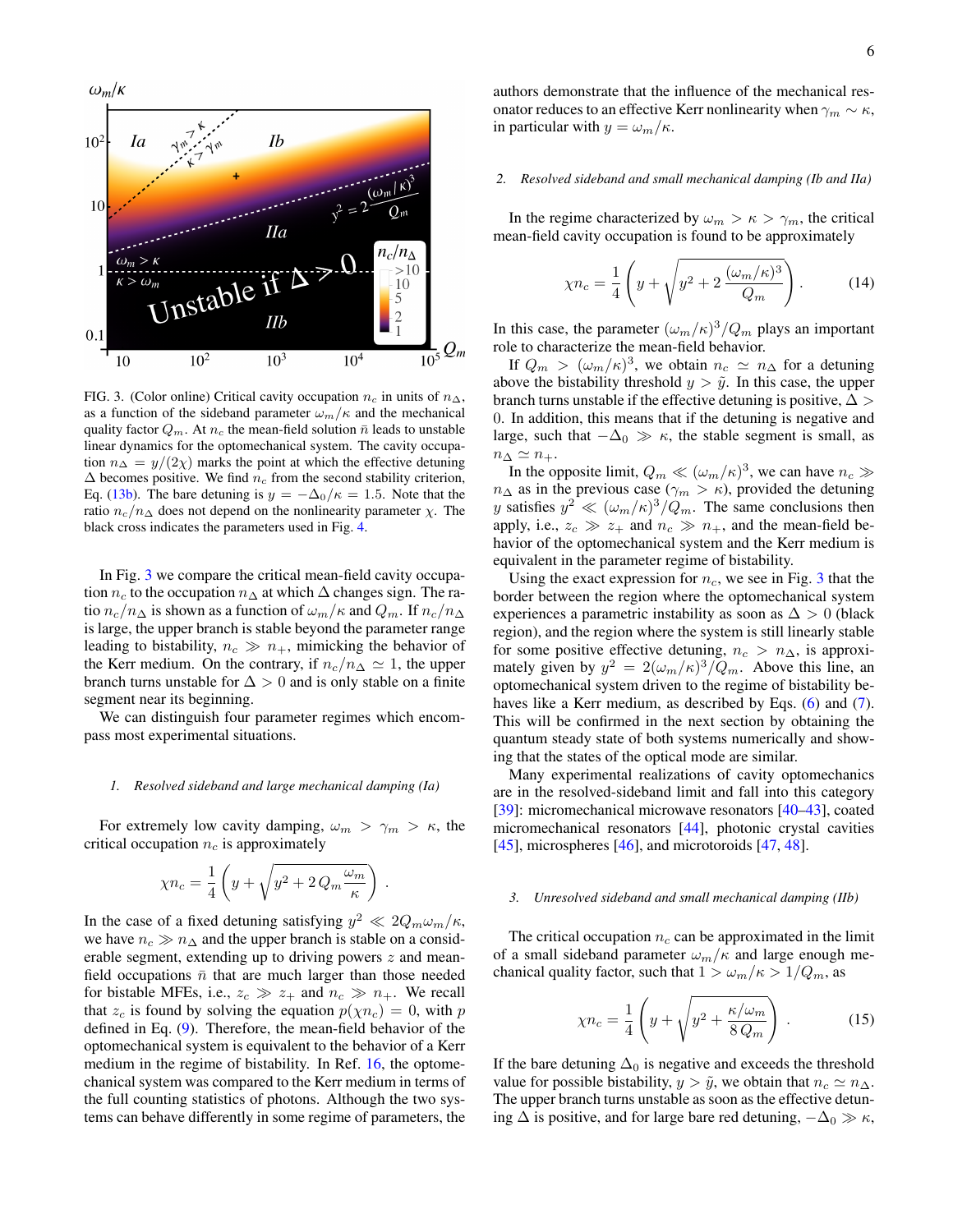FIG. 3. (Color online) Critical cavity occupation $n_c$ in units of $n_\Delta$, as a function of the sideband parameter $\omega_m/\kappa$ and the mechanical quality factor $Q_m$. At $n_c$ the mean-field solution $\bar{n}$ leads to unstable linear dynamics for the optomechanical system. The cavity occupation $n_\Delta = y/(2\chi)$ marks the point at which the effective detuning $\Delta$ becomes positive. We find $n_c$ from the second stability criterion, Eq. (13b). The bare detuning is $y = -\Delta_0/\kappa = 1.5$. Note that the ratio $n_c/n_\Delta$ does not depend on the nonlinearity parameter $\chi$. The black cross indicates the parameters used in Fig. 4.

In Fig. 3 we compare the critical mean-field cavity occupation $n_c$ to the occupation $n_\Delta$ at which $\Delta$ changes sign. The ratio $n_c/n_\Delta$ is shown as a function of $\omega_m/\kappa$ and $Q_m$. If $n_c/n_\Delta$ is large, the upper branch is stable beyond the parameter range leading to bistability, $n_c \gg n_+$, mimicking the behavior of the Kerr medium. On the contrary, if $n_c/n_\Delta \simeq 1$, the upper branch turns unstable for $\Delta > 0$ and is only stable on a finite segment near its beginning.

We can distinguish four parameter regimes which encompass most experimental situations.

#### 1. Resolved sideband and large mechanical damping (Ia)

For extremely low cavity damping, $\omega_m > \gamma_m > \kappa$, the critical occupation $n_c$ is approximately

$$\chi n_c = \frac{1}{4}\left(y + \sqrt{y^2 + 2\,Q_m\frac{\omega_m}{\kappa}}\right).$$

In the case of a fixed detuning satisfying $y^2 \ll 2Q_m\omega_m/\kappa$, we have $n_c \gg n_\Delta$ and the upper branch is stable on a considerable segment, extending up to driving powers $z$ and mean-field occupations $\bar{n}$ that are much larger than those needed for bistable MFEs, i.e., $z_c \gg z_+$ and $n_c \gg n_+$. We recall that $z_c$ is found by solving the equation $p(\chi n_c) = 0$, with $p$ defined in Eq. (9). Therefore, the mean-field behavior of the optomechanical system is equivalent to the behavior of a Kerr medium in the regime of bistability. In Ref. 16, the optomechanical system was compared to the Kerr medium in terms of the full counting statistics of photons. Although the two systems can behave differently in some regime of parameters, the authors demonstrate that the influence of the mechanical resonator reduces to an effective Kerr nonlinearity when $\gamma_m \sim \kappa$, in particular with $y = \omega_m/\kappa$.

#### 2. Resolved sideband and small mechanical damping (Ib and IIa)

In the regime characterized by $\omega_m > \kappa > \gamma_m$, the critical mean-field cavity occupation is found to be approximately

$$\chi n_c = \frac{1}{4}\left(y + \sqrt{y^2 + 2\,\frac{(\omega_m/\kappa)^3}{Q_m}}\right). \qquad (14)$$

In this case, the parameter $(\omega_m/\kappa)^3/Q_m$ plays an important role to characterize the mean-field behavior.

If $Q_m > (\omega_m/\kappa)^3$, we obtain $n_c \simeq n_\Delta$ for a detuning above the bistability threshold $y > \tilde{y}$. In this case, the upper branch turns unstable if the effective detuning is positive, $\Delta > 0$. In addition, this means that if the detuning is negative and large, such that $-\Delta_0 \gg \kappa$, the stable segment is small, as $n_\Delta \simeq n_+$.

In the opposite limit, $Q_m \ll (\omega_m/\kappa)^3$, we can have $n_c \gg n_\Delta$ as in the previous case ($\gamma_m > \kappa$), provided the detuning $y$ satisfies $y^2 \ll (\omega_m/\kappa)^3/Q_m$. The same conclusions then apply, i.e., $z_c \gg z_+$ and $n_c \gg n_+$, and the mean-field behavior of the optomechanical system and the Kerr medium is equivalent in the parameter regime of bistability.

Using the exact expression for $n_c$, we see in Fig. 3 that the border between the region where the optomechanical system experiences a parametric instability as soon as $\Delta > 0$ (black region), and the region where the system is still linearly stable for some positive effective detuning, $n_c > n_\Delta$, is approximately given by $y^2 = 2(\omega_m/\kappa)^3/Q_m$. Above this line, an optomechanical system driven to the regime of bistability behaves like a Kerr medium, as described by Eqs. (6) and (7). This will be confirmed in the next section by obtaining the quantum steady state of both systems numerically and showing that the states of the optical mode are similar.

Many experimental realizations of cavity optomechanics are in the resolved-sideband limit and fall into this category [39]: micromechanical microwave resonators [40–43], coated micromechanical resonators [44], photonic crystal cavities [45], microspheres [46], and microtoroids [47, 48].

#### 3. Unresolved sideband and small mechanical damping (IIb)

The critical occupation $n_c$ can be approximated in the limit of a small sideband parameter $\omega_m/\kappa$ and large enough mechanical quality factor, such that $1 > \omega_m/\kappa > 1/Q_m$, as

$$\chi n_c = \frac{1}{4}\left(y + \sqrt{y^2 + \frac{\kappa/\omega_m}{8\,Q_m}}\right). \qquad (15)$$

If the bare detuning $\Delta_0$ is negative and exceeds the threshold value for possible bistability, $y > \tilde{y}$, we obtain that $n_c \simeq n_\Delta$. The upper branch turns unstable as soon as the effective detuning $\Delta$ is positive, and for large bare red detuning, $-\Delta_0 \gg \kappa$,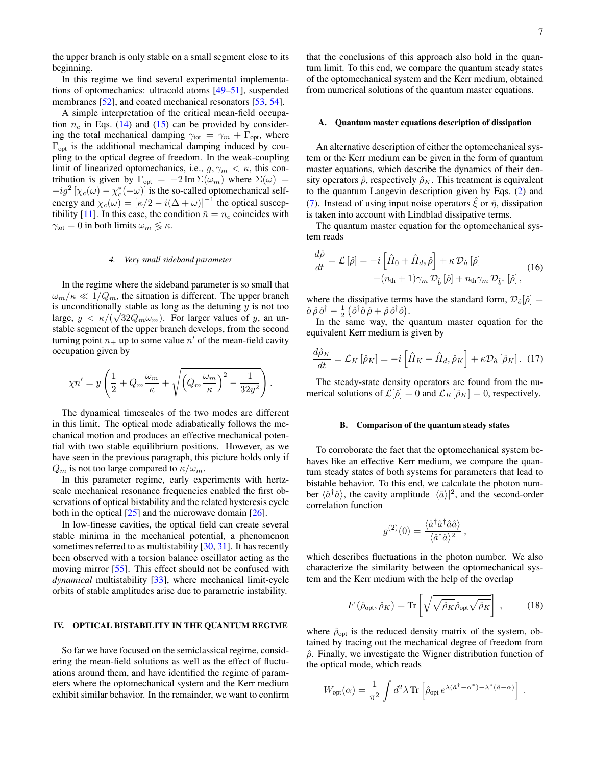the upper branch is only stable on a small segment close to its beginning.

In this regime we find several experimental implementations of optomechanics: ultracold atoms [49–51], suspended membranes [52], and coated mechanical resonators [53, 54].

A simple interpretation of the critical mean-field occupation $n_c$ in Eqs. (14) and (15) can be provided by considering the total mechanical damping $\gamma_{\text{tot}} = \gamma_m + \Gamma_{\text{opt}}$, where $\Gamma_{\text{opt}}$ is the additional mechanical damping induced by coupling to the optical degree of freedom. In the weak-coupling limit of linearized optomechanics, i.e., $g, \gamma_m < \kappa$, this contribution is given by $\Gamma_{\text{opt}} = -2\,\text{Im}\,\Sigma(\omega_m)$ where $\Sigma(\omega) = -ig^2\left[\chi_c(\omega) - \chi_c^*(-\omega)\right]$ is the so-called optomechanical self-energy and $\chi_c(\omega) = \left[\kappa/2 - i(\Delta+\omega)\right]^{-1}$ the optical susceptibility [11]. In this case, the condition $\bar{n} = n_c$ coincides with $\gamma_{\text{tot}} = 0$ in both limits $\omega_m \lessgtr \kappa$.

#### 4. Very small sideband parameter

In the regime where the sideband parameter is so small that $\omega_m/\kappa \ll 1/Q_m$, the situation is different. The upper branch is unconditionally stable as long as the detuning $y$ is not too large, $y < \kappa/(\sqrt{32}Q_m\omega_m)$. For larger values of $y$, an unstable segment of the upper branch develops, from the second turning point $n_+$ up to some value $n'$ of the mean-field cavity occupation given by

$$
\chi n' = y\left(\frac{1}{2} + Q_m\frac{\omega_m}{\kappa} + \sqrt{\left(Q_m\frac{\omega_m}{\kappa}\right)^2 - \frac{1}{32y^2}}\right).
$$

The dynamical timescales of the two modes are different in this limit. The optical mode adiabatically follows the mechanical motion and produces an effective mechanical potential with two stable equilibrium positions. However, as we have seen in the previous paragraph, this picture holds only if $Q_m$ is not too large compared to $\kappa/\omega_m$.

In this parameter regime, early experiments with hertz-scale mechanical resonance frequencies enabled the first observations of optical bistability and the related hysteresis cycle both in the optical [25] and the microwave domain [26].

In low-finesse cavities, the optical field can create several stable minima in the mechanical potential, a phenomenon sometimes referred to as multistability [30, 31]. It has recently been observed with a torsion balance oscillator acting as the moving mirror [55]. This effect should not be confused with *dynamical* multistability [33], where mechanical limit-cycle orbits of stable amplitudes arise due to parametric instability.

## IV. OPTICAL BISTABILITY IN THE QUANTUM REGIME

So far we have focused on the semiclassical regime, considering the mean-field solutions as well as the effect of fluctuations around them, and have identified the regime of parameters where the optomechanical system and the Kerr medium exhibit similar behavior. In the remainder, we want to confirm that the conclusions of this approach also hold in the quantum limit. To this end, we compare the quantum steady states of the optomechanical system and the Kerr medium, obtained from numerical solutions of the quantum master equations.

### A. Quantum master equations description of dissipation

An alternative description of either the optomechanical system or the Kerr medium can be given in the form of quantum master equations, which describe the dynamics of their density operators $\hat{\rho}$, respectively $\hat{\rho}_K$. This treatment is equivalent to the quantum Langevin description given by Eqs. (2) and (7). Instead of using input noise operators $\hat{\xi}$ or $\hat{\eta}$, dissipation is taken into account with Lindblad dissipative terms.

The quantum master equation for the optomechanical system reads

$$
\begin{aligned}
\frac{d\hat{\rho}}{dt} = \mathcal{L}\left[\hat{\rho}\right] = -i\left[\hat{H}_0 + \hat{H}_d, \hat{\rho}\right] + \kappa\,\mathcal{D}_{\hat{a}}\left[\hat{\rho}\right] \\
+ (n_{\text{th}}+1)\gamma_m\,\mathcal{D}_{\hat{b}}\left[\hat{\rho}\right] + n_{\text{th}}\gamma_m\,\mathcal{D}_{\hat{b}^\dagger}\left[\hat{\rho}\right],
\end{aligned} \tag{16}
$$

where the dissipative terms have the standard form, $\mathcal{D}_{\hat{o}}[\hat{\rho}] = \hat{o}\,\hat{\rho}\,\hat{o}^\dagger - \frac{1}{2}\left(\hat{o}^\dagger\hat{o}\,\hat{\rho} + \hat{\rho}\,\hat{o}^\dagger\hat{o}\right)$.

In the same way, the quantum master equation for the equivalent Kerr medium is given by

$$
\frac{d\hat{\rho}_K}{dt} = \mathcal{L}_K\left[\hat{\rho}_K\right] = -i\left[\hat{H}_K + \hat{H}_d, \hat{\rho}_K\right] + \kappa\mathcal{D}_{\hat{a}}\left[\hat{\rho}_K\right]. \tag{17}
$$

The steady-state density operators are found from the numerical solutions of $\mathcal{L}[\hat{\rho}] = 0$ and $\mathcal{L}_K[\hat{\rho}_K] = 0$, respectively.

### B. Comparison of the quantum steady states

To corroborate the fact that the optomechanical system behaves like an effective Kerr medium, we compare the quantum steady states of both systems for parameters that lead to bistable behavior. To this end, we calculate the photon number $\langle\hat{a}^\dagger\hat{a}\rangle$, the cavity amplitude $|\langle\hat{a}\rangle|^2$, and the second-order correlation function

$$
g^{(2)}(0) = \frac{\langle\hat{a}^\dagger\hat{a}^\dagger\hat{a}\hat{a}\rangle}{\langle\hat{a}^\dagger\hat{a}\rangle^2},
$$

which describes fluctuations in the photon number. We also characterize the similarity between the optomechanical system and the Kerr medium with the help of the overlap

$$
F\left(\hat{\rho}_{\text{opt}}, \hat{\rho}_K\right) = \text{Tr}\left[\sqrt{\sqrt{\hat{\rho}_K}\hat{\rho}_{\text{opt}}\sqrt{\hat{\rho}_K}}\right], \tag{18}
$$

where $\hat{\rho}_{\text{opt}}$ is the reduced density matrix of the system, obtained by tracing out the mechanical degree of freedom from $\hat{\rho}$. Finally, we investigate the Wigner distribution function of the optical mode, which reads

$$
W_{\text{opt}}(\alpha) = \frac{1}{\pi^2}\int d^2\lambda\,\text{Tr}\left[\hat{\rho}_{\text{opt}}\,e^{\lambda(\hat{a}^\dagger-\alpha^*)-\lambda^*(\hat{a}-\alpha)}\right].
$$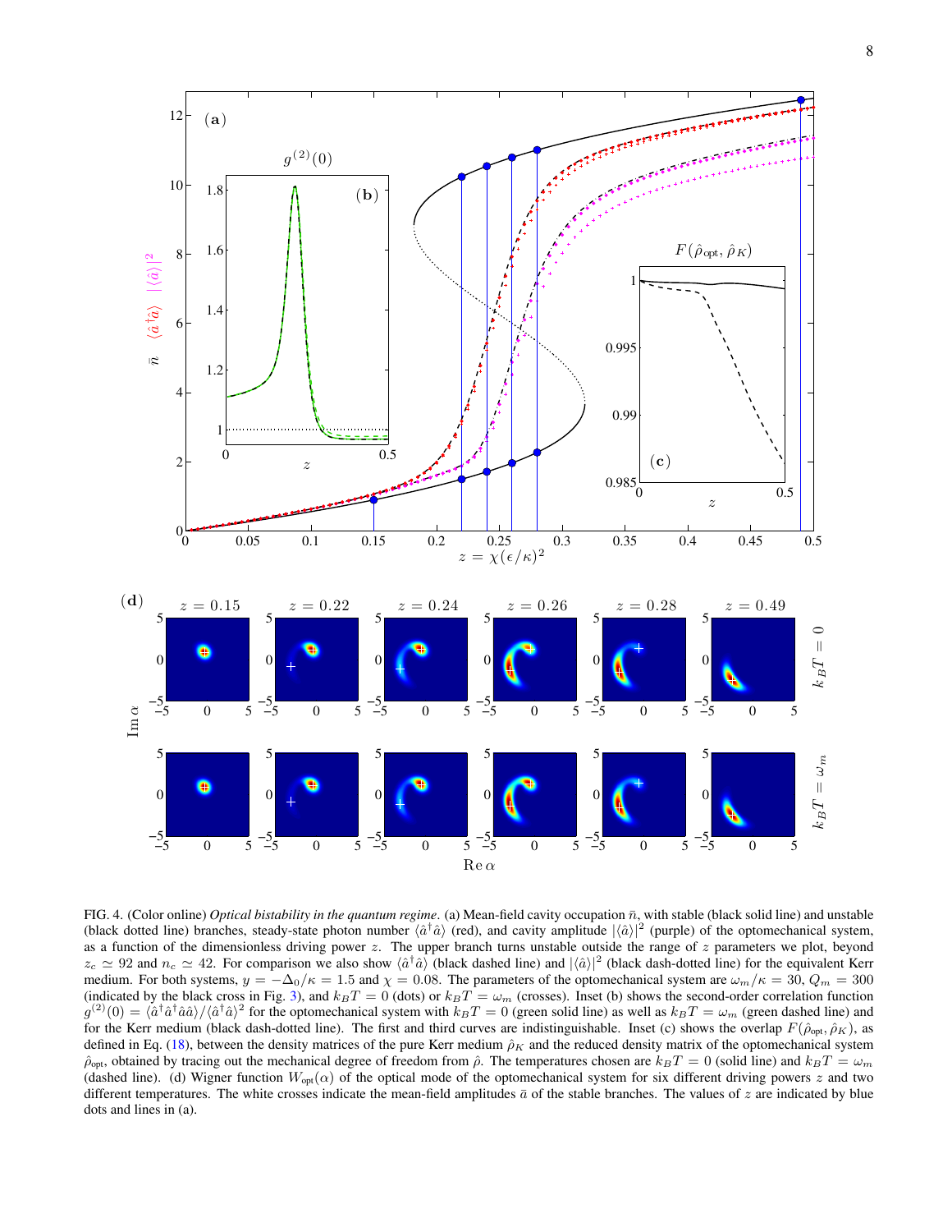FIG. 4. (Color online) *Optical bistability in the quantum regime*. (a) Mean-field cavity occupation $\bar{n}$, with stable (black solid line) and unstable (black dotted line) branches, steady-state photon number $\langle \hat{a}^\dagger \hat{a} \rangle$ (red), and cavity amplitude $|\langle \hat{a} \rangle|^2$ (purple) of the optomechanical system, as a function of the dimensionless driving power $z$. The upper branch turns unstable outside the range of $z$ parameters we plot, beyond $z_c \simeq 92$ and $n_c \simeq 42$. For comparison we also show $\langle \hat{a}^\dagger \hat{a} \rangle$ (black dashed line) and $|\langle \hat{a} \rangle|^2$ (black dash-dotted line) for the equivalent Kerr medium. For both systems, $y = -\Delta_0/\kappa = 1.5$ and $\chi = 0.08$. The parameters of the optomechanical system are $\omega_m/\kappa = 30$, $Q_m = 300$ (indicated by the black cross in Fig. 3), and $k_B T = 0$ (dots) or $k_B T = \omega_m$ (crosses). Inset (b) shows the second-order correlation function $g^{(2)}(0) = \langle \hat{a}^\dagger \hat{a}^\dagger \hat{a} \hat{a} \rangle / \langle \hat{a}^\dagger \hat{a} \rangle^2$ for the optomechanical system with $k_B T = 0$ (green solid line) as well as $k_B T = \omega_m$ (green dashed line) and for the Kerr medium (black dash-dotted line). The first and third curves are indistinguishable. Inset (c) shows the overlap $F(\hat{\rho}_{\text{opt}}, \hat{\rho}_K)$, as defined in Eq. (18), between the density matrices of the pure Kerr medium $\hat{\rho}_K$ and the reduced density matrix of the optomechanical system $\hat{\rho}_{\text{opt}}$, obtained by tracing out the mechanical degree of freedom from $\hat{\rho}$. The temperatures chosen are $k_B T = 0$ (solid line) and $k_B T = \omega_m$ (dashed line). (d) Wigner function $W_{\text{opt}}(\alpha)$ of the optical mode of the optomechanical system for six different driving powers $z$ and two different temperatures. The white crosses indicate the mean-field amplitudes $\bar{a}$ of the stable branches. The values of $z$ are indicated by blue dots and lines in (a).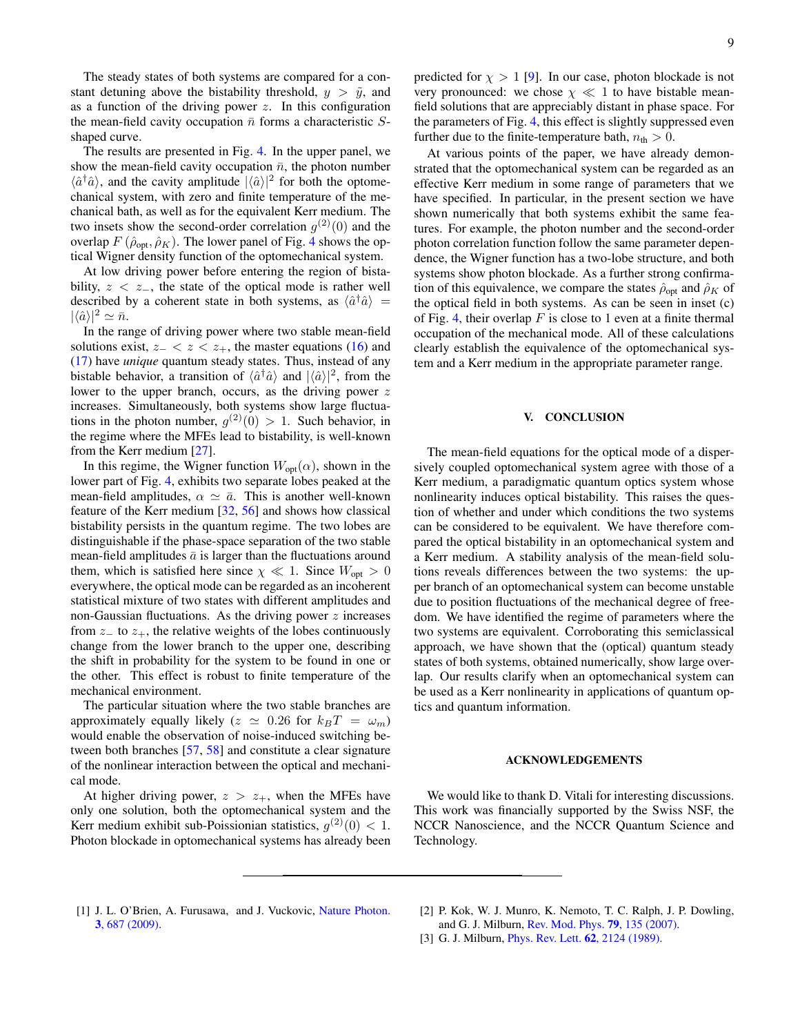The steady states of both systems are compared for a constant detuning above the bistability threshold, $y > \tilde{y}$, and as a function of the driving power $z$. In this configuration the mean-field cavity occupation $\bar{n}$ forms a characteristic $S$-shaped curve.

The results are presented in Fig. 4. In the upper panel, we show the mean-field cavity occupation $\bar{n}$, the photon number $\langle \hat{a}^\dagger \hat{a} \rangle$, and the cavity amplitude $|\langle \hat{a} \rangle|^2$ for both the optomechanical system, with zero and finite temperature of the mechanical bath, as well as for the equivalent Kerr medium. The two insets show the second-order correlation $g^{(2)}(0)$ and the overlap $F(\hat{\rho}_{\text{opt}}, \hat{\rho}_K)$. The lower panel of Fig. 4 shows the optical Wigner density function of the optomechanical system.

At low driving power before entering the region of bistability, $z < z_-$, the state of the optical mode is rather well described by a coherent state in both systems, as $\langle \hat{a}^\dagger \hat{a} \rangle = |\langle \hat{a} \rangle|^2 \simeq \bar{n}$.

In the range of driving power where two stable mean-field solutions exist, $z_- < z < z_+$, the master equations (16) and (17) have ***unique*** quantum steady states. Thus, instead of any bistable behavior, a transition of $\langle \hat{a}^\dagger \hat{a} \rangle$ and $|\langle \hat{a} \rangle|^2$, from the lower to the upper branch, occurs, as the driving power $z$ increases. Simultaneously, both systems show large fluctuations in the photon number, $g^{(2)}(0) > 1$. Such behavior, in the regime where the MFEs lead to bistability, is well-known from the Kerr medium [27].

In this regime, the Wigner function $W_{\text{opt}}(\alpha)$, shown in the lower part of Fig. 4, exhibits two separate lobes peaked at the mean-field amplitudes, $\alpha \simeq \bar{a}$. This is another well-known feature of the Kerr medium [32, 56] and shows how classical bistability persists in the quantum regime. The two lobes are distinguishable if the phase-space separation of the two stable mean-field amplitudes $\bar{a}$ is larger than the fluctuations around them, which is satisfied here since $\chi \ll 1$. Since $W_{\text{opt}} > 0$ everywhere, the optical mode can be regarded as an incoherent statistical mixture of two states with different amplitudes and non-Gaussian fluctuations. As the driving power $z$ increases from $z_-$ to $z_+$, the relative weights of the lobes continuously change from the lower branch to the upper one, describing the shift in probability for the system to be found in one or the other. This effect is robust to finite temperature of the mechanical environment.

The particular situation where the two stable branches are approximately equally likely ($z \simeq 0.26$ for $k_B T = \omega_m$) would enable the observation of noise-induced switching between both branches [57, 58] and constitute a clear signature of the nonlinear interaction between the optical and mechanical mode.

At higher driving power, $z > z_+$, when the MFEs have only one solution, both the optomechanical system and the Kerr medium exhibit sub-Poissionian statistics, $g^{(2)}(0) < 1$. Photon blockade in optomechanical systems has already been predicted for $\chi > 1$ [9]. In our case, photon blockade is not very pronounced: we chose $\chi \ll 1$ to have bistable mean-field solutions that are appreciably distant in phase space. For the parameters of Fig. 4, this effect is slightly suppressed even further due to the finite-temperature bath, $n_{\text{th}} > 0$.

At various points of the paper, we have already demonstrated that the optomechanical system can be regarded as an effective Kerr medium in some range of parameters that we have specified. In particular, in the present section we have shown numerically that both systems exhibit the same features. For example, the photon number and the second-order photon correlation function follow the same parameter dependence, the Wigner function has a two-lobe structure, and both systems show photon blockade. As a further strong confirmation of this equivalence, we compare the states $\hat{\rho}_{\text{opt}}$ and $\hat{\rho}_K$ of the optical field in both systems. As can be seen in inset (c) of Fig. 4, their overlap $F$ is close to 1 even at a finite thermal occupation of the mechanical mode. All of these calculations clearly establish the equivalence of the optomechanical system and a Kerr medium in the appropriate parameter range.

## V. CONCLUSION

The mean-field equations for the optical mode of a dispersively coupled optomechanical system agree with those of a Kerr medium, a paradigmatic quantum optics system whose nonlinearity induces optical bistability. This raises the question of whether and under which conditions the two systems can be considered to be equivalent. We have therefore compared the optical bistability in an optomechanical system and a Kerr medium. A stability analysis of the mean-field solutions reveals differences between the two systems: the upper branch of an optomechanical system can become unstable due to position fluctuations of the mechanical degree of freedom. We have identified the regime of parameters where the two systems are equivalent. Corroborating this semiclassical approach, we have shown that the (optical) quantum steady states of both systems, obtained numerically, show large overlap. Our results clarify when an optomechanical system can be used as a Kerr nonlinearity in applications of quantum optics and quantum information.

## ACKNOWLEDGEMENTS

We would like to thank D. Vitali for interesting discussions. This work was financially supported by the Swiss NSF, the NCCR Nanoscience, and the NCCR Quantum Science and Technology.

---

[1] J. L. O'Brien, A. Furusawa, and J. Vuckovic, Nature Photon. **3**, 687 (2009).

[2] P. Kok, W. J. Munro, K. Nemoto, T. C. Ralph, J. P. Dowling, and G. J. Milburn, Rev. Mod. Phys. **79**, 135 (2007).

[3] G. J. Milburn, Phys. Rev. Lett. **62**, 2124 (1989).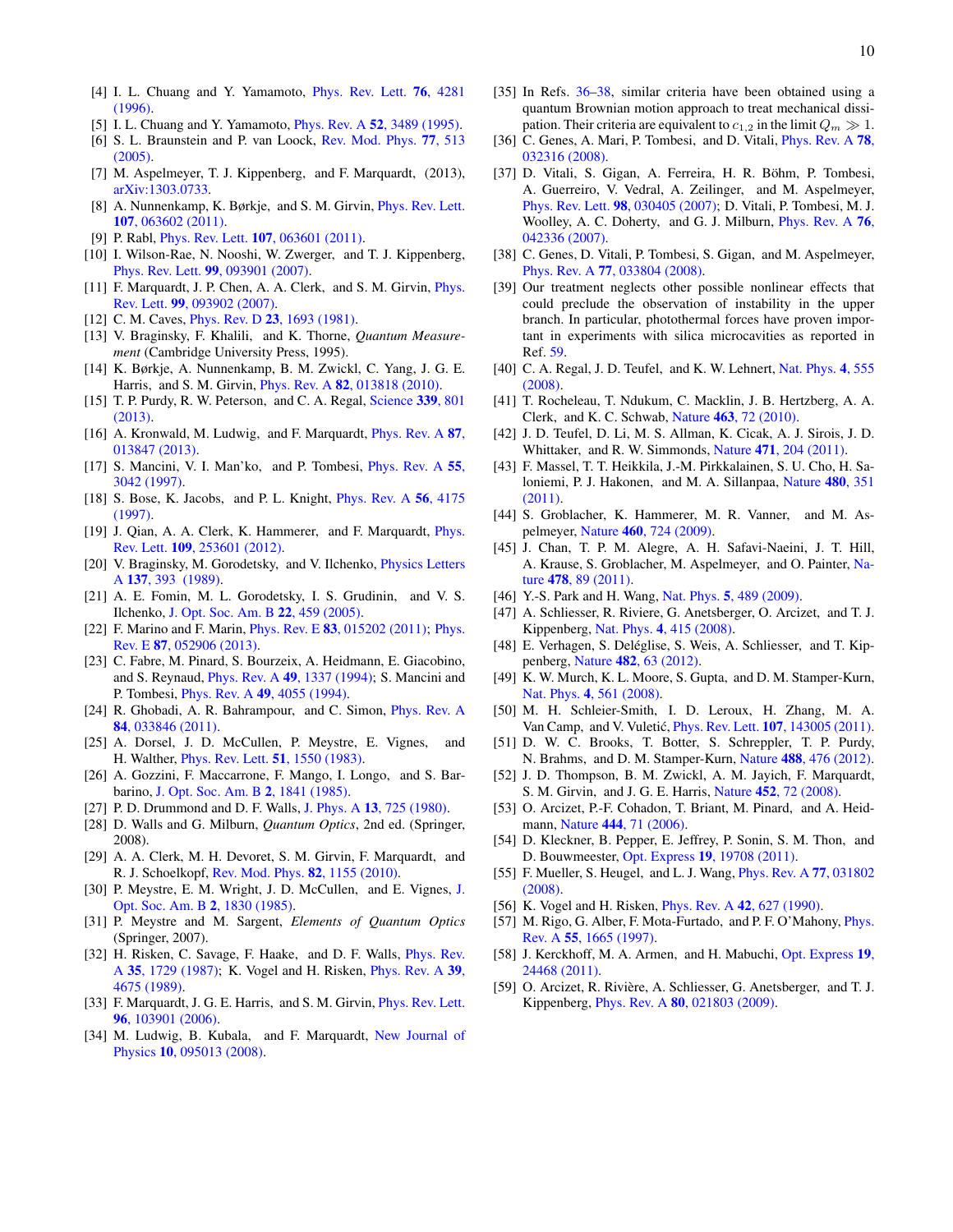[4] I. L. Chuang and Y. Yamamoto, Phys. Rev. Lett. **76**, 4281 (1996).

[5] I. L. Chuang and Y. Yamamoto, Phys. Rev. A **52**, 3489 (1995).

[6] S. L. Braunstein and P. van Loock, Rev. Mod. Phys. **77**, 513 (2005).

[7] M. Aspelmeyer, T. J. Kippenberg, and F. Marquardt, (2013), arXiv:1303.0733.

[8] A. Nunnenkamp, K. Børkje, and S. M. Girvin, Phys. Rev. Lett. **107**, 063602 (2011).

[9] P. Rabl, Phys. Rev. Lett. **107**, 063601 (2011).

[10] I. Wilson-Rae, N. Nooshi, W. Zwerger, and T. J. Kippenberg, Phys. Rev. Lett. **99**, 093901 (2007).

[11] F. Marquardt, J. P. Chen, A. A. Clerk, and S. M. Girvin, Phys. Rev. Lett. **99**, 093902 (2007).

[12] C. M. Caves, Phys. Rev. D **23**, 1693 (1981).

[13] V. Braginsky, F. Khalili, and K. Thorne, *Quantum Measurement* (Cambridge University Press, 1995).

[14] K. Børkje, A. Nunnenkamp, B. M. Zwickl, C. Yang, J. G. E. Harris, and S. M. Girvin, Phys. Rev. A **82**, 013818 (2010).

[15] T. P. Purdy, R. W. Peterson, and C. A. Regal, Science **339**, 801 (2013).

[16] A. Kronwald, M. Ludwig, and F. Marquardt, Phys. Rev. A **87**, 013847 (2013).

[17] S. Mancini, V. I. Man'ko, and P. Tombesi, Phys. Rev. A **55**, 3042 (1997).

[18] S. Bose, K. Jacobs, and P. L. Knight, Phys. Rev. A **56**, 4175 (1997).

[19] J. Qian, A. A. Clerk, K. Hammerer, and F. Marquardt, Phys. Rev. Lett. **109**, 253601 (2012).

[20] V. Braginsky, M. Gorodetsky, and V. Ilchenko, Physics Letters A **137**, 393 (1989).

[21] A. E. Fomin, M. L. Gorodetsky, I. S. Grudinin, and V. S. Ilchenko, J. Opt. Soc. Am. B **22**, 459 (2005).

[22] F. Marino and F. Marin, Phys. Rev. E **83**, 015202 (2011); Phys. Rev. E **87**, 052906 (2013).

[23] C. Fabre, M. Pinard, S. Bourzeix, A. Heidmann, E. Giacobino, and S. Reynaud, Phys. Rev. A **49**, 1337 (1994); S. Mancini and P. Tombesi, Phys. Rev. A **49**, 4055 (1994).

[24] R. Ghobadi, A. R. Bahrampour, and C. Simon, Phys. Rev. A **84**, 033846 (2011).

[25] A. Dorsel, J. D. McCullen, P. Meystre, E. Vignes, and H. Walther, Phys. Rev. Lett. **51**, 1550 (1983).

[26] A. Gozzini, F. Maccarrone, F. Mango, I. Longo, and S. Barbarino, J. Opt. Soc. Am. B **2**, 1841 (1985).

[27] P. D. Drummond and D. F. Walls, J. Phys. A **13**, 725 (1980).

[28] D. Walls and G. Milburn, *Quantum Optics*, 2nd ed. (Springer, 2008).

[29] A. A. Clerk, M. H. Devoret, S. M. Girvin, F. Marquardt, and R. J. Schoelkopf, Rev. Mod. Phys. **82**, 1155 (2010).

[30] P. Meystre, E. M. Wright, J. D. McCullen, and E. Vignes, J. Opt. Soc. Am. B **2**, 1830 (1985).

[31] P. Meystre and M. Sargent, *Elements of Quantum Optics* (Springer, 2007).

[32] H. Risken, C. Savage, F. Haake, and D. F. Walls, Phys. Rev. A **35**, 1729 (1987); K. Vogel and H. Risken, Phys. Rev. A **39**, 4675 (1989).

[33] F. Marquardt, J. G. E. Harris, and S. M. Girvin, Phys. Rev. Lett. **96**, 103901 (2006).

[34] M. Ludwig, B. Kubala, and F. Marquardt, New Journal of Physics **10**, 095013 (2008).

[35] In Refs. 36–38, similar criteria have been obtained using a quantum Brownian motion approach to treat mechanical dissipation. Their criteria are equivalent to $c_{1,2}$ in the limit $Q_m \gg 1$.

[36] C. Genes, A. Mari, P. Tombesi, and D. Vitali, Phys. Rev. A **78**, 032316 (2008).

[37] D. Vitali, S. Gigan, A. Ferreira, H. R. Böhm, P. Tombesi, A. Guerreiro, V. Vedral, A. Zeilinger, and M. Aspelmeyer, Phys. Rev. Lett. **98**, 030405 (2007); D. Vitali, P. Tombesi, M. J. Woolley, A. C. Doherty, and G. J. Milburn, Phys. Rev. A **76**, 042336 (2007).

[38] C. Genes, D. Vitali, P. Tombesi, S. Gigan, and M. Aspelmeyer, Phys. Rev. A **77**, 033804 (2008).

[39] Our treatment neglects other possible nonlinear effects that could preclude the observation of instability in the upper branch. In particular, photothermal forces have proven important in experiments with silica microcavities as reported in Ref. 59.

[40] C. A. Regal, J. D. Teufel, and K. W. Lehnert, Nat. Phys. **4**, 555 (2008).

[41] T. Rocheleau, T. Ndukum, C. Macklin, J. B. Hertzberg, A. A. Clerk, and K. C. Schwab, Nature **463**, 72 (2010).

[42] J. D. Teufel, D. Li, M. S. Allman, K. Cicak, A. J. Sirois, J. D. Whittaker, and R. W. Simmonds, Nature **471**, 204 (2011).

[43] F. Massel, T. T. Heikkila, J.-M. Pirkkalainen, S. U. Cho, H. Saloniemi, P. J. Hakonen, and M. A. Sillanpaa, Nature **480**, 351 (2011).

[44] S. Groblacher, K. Hammerer, M. R. Vanner, and M. Aspelmeyer, Nature **460**, 724 (2009).

[45] J. Chan, T. P. M. Alegre, A. H. Safavi-Naeini, J. T. Hill, A. Krause, S. Groblacher, M. Aspelmeyer, and O. Painter, Nature **478**, 89 (2011).

[46] Y.-S. Park and H. Wang, Nat. Phys. **5**, 489 (2009).

[47] A. Schliesser, R. Riviere, G. Anetsberger, O. Arcizet, and T. J. Kippenberg, Nat. Phys. **4**, 415 (2008).

[48] E. Verhagen, S. Deléglise, S. Weis, A. Schliesser, and T. Kippenberg, Nature **482**, 63 (2012).

[49] K. W. Murch, K. L. Moore, S. Gupta, and D. M. Stamper-Kurn, Nat. Phys. **4**, 561 (2008).

[50] M. H. Schleier-Smith, I. D. Leroux, H. Zhang, M. A. Van Camp, and V. Vuletić, Phys. Rev. Lett. **107**, 143005 (2011).

[51] D. W. C. Brooks, T. Botter, S. Schreppler, T. P. Purdy, N. Brahms, and D. M. Stamper-Kurn, Nature **488**, 476 (2012).

[52] J. D. Thompson, B. M. Zwickl, A. M. Jayich, F. Marquardt, S. M. Girvin, and J. G. E. Harris, Nature **452**, 72 (2008).

[53] O. Arcizet, P.-F. Cohadon, T. Briant, M. Pinard, and A. Heidmann, Nature **444**, 71 (2006).

[54] D. Kleckner, B. Pepper, E. Jeffrey, P. Sonin, S. M. Thon, and D. Bouwmeester, Opt. Express **19**, 19708 (2011).

[55] F. Mueller, S. Heugel, and L. J. Wang, Phys. Rev. A **77**, 031802 (2008).

[56] K. Vogel and H. Risken, Phys. Rev. A **42**, 627 (1990).

[57] M. Rigo, G. Alber, F. Mota-Furtado, and P. F. O'Mahony, Phys. Rev. A **55**, 1665 (1997).

[58] J. Kerckhoff, M. A. Armen, and H. Mabuchi, Opt. Express **19**, 24468 (2011).

[59] O. Arcizet, R. Rivière, A. Schliesser, G. Anetsberger, and T. J. Kippenberg, Phys. Rev. A **80**, 021803 (2009).